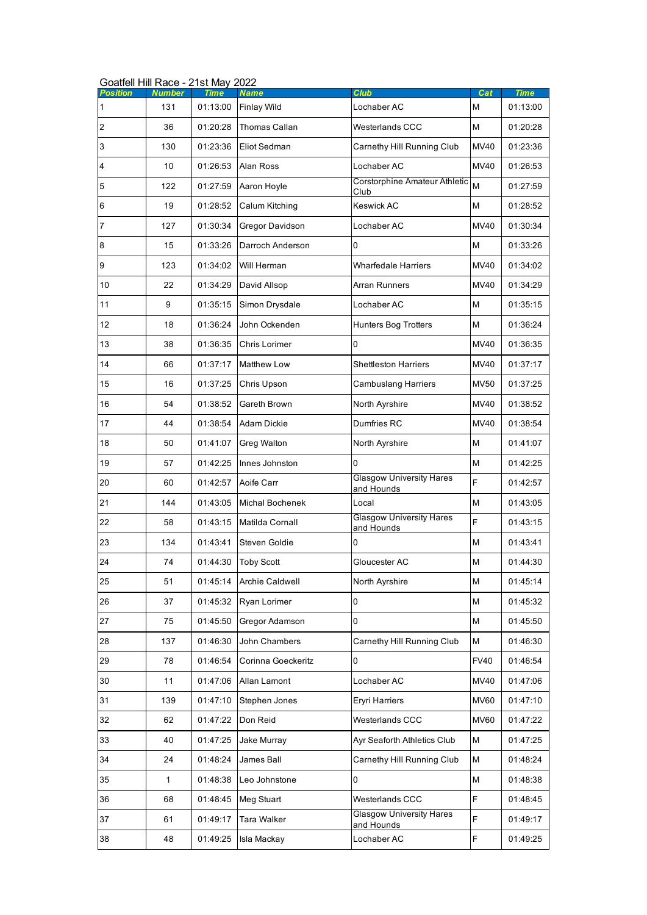Goatfell Hill Race - 21st May 2022

| Position | Number | Time | Name | Club | Cat | Time |
| --- | --- | --- | --- | --- | --- | --- |
| 1 | 131 | 01:13:00 | Finlay Wild | Lochaber AC | M | 01:13:00 |
| 2 | 36 | 01:20:28 | Thomas Callan | Westerlands CCC | M | 01:20:28 |
| 3 | 130 | 01:23:36 | Eliot Sedman | Carnethy Hill Running Club | MV40 | 01:23:36 |
| 4 | 10 | 01:26:53 | Alan Ross | Lochaber AC | MV40 | 01:26:53 |
| 5 | 122 | 01:27:59 | Aaron Hoyle | Corstorphine Amateur Athletic Club | M | 01:27:59 |
| 6 | 19 | 01:28:52 | Calum Kitching | Keswick AC | M | 01:28:52 |
| 7 | 127 | 01:30:34 | Gregor Davidson | Lochaber AC | MV40 | 01:30:34 |
| 8 | 15 | 01:33:26 | Darroch Anderson | 0 | M | 01:33:26 |
| 9 | 123 | 01:34:02 | Will Herman | Wharfedale Harriers | MV40 | 01:34:02 |
| 10 | 22 | 01:34:29 | David Allsop | Arran Runners | MV40 | 01:34:29 |
| 11 | 9 | 01:35:15 | Simon Drysdale | Lochaber AC | M | 01:35:15 |
| 12 | 18 | 01:36:24 | John Ockenden | Hunters Bog Trotters | M | 01:36:24 |
| 13 | 38 | 01:36:35 | Chris Lorimer | 0 | MV40 | 01:36:35 |
| 14 | 66 | 01:37:17 | Matthew Low | Shettleston Harriers | MV40 | 01:37:17 |
| 15 | 16 | 01:37:25 | Chris Upson | Cambuslang Harriers | MV50 | 01:37:25 |
| 16 | 54 | 01:38:52 | Gareth Brown | North Ayrshire | MV40 | 01:38:52 |
| 17 | 44 | 01:38:54 | Adam Dickie | Dumfries RC | MV40 | 01:38:54 |
| 18 | 50 | 01:41:07 | Greg Walton | North Ayrshire | M | 01:41:07 |
| 19 | 57 | 01:42:25 | Innes Johnston | 0 | M | 01:42:25 |
| 20 | 60 | 01:42:57 | Aoife Carr | Glasgow University Hares and Hounds | F | 01:42:57 |
| 21 | 144 | 01:43:05 | Michal Bochenek | Local | M | 01:43:05 |
| 22 | 58 | 01:43:15 | Matilda Cornall | Glasgow University Hares and Hounds | F | 01:43:15 |
| 23 | 134 | 01:43:41 | Steven Goldie | 0 | M | 01:43:41 |
| 24 | 74 | 01:44:30 | Toby Scott | Gloucester AC | M | 01:44:30 |
| 25 | 51 | 01:45:14 | Archie Caldwell | North Ayrshire | M | 01:45:14 |
| 26 | 37 | 01:45:32 | Ryan Lorimer | 0 | M | 01:45:32 |
| 27 | 75 | 01:45:50 | Gregor Adamson | 0 | M | 01:45:50 |
| 28 | 137 | 01:46:30 | John Chambers | Carnethy Hill Running Club | M | 01:46:30 |
| 29 | 78 | 01:46:54 | Corinna Goeckeritz | 0 | FV40 | 01:46:54 |
| 30 | 11 | 01:47:06 | Allan Lamont | Lochaber AC | MV40 | 01:47:06 |
| 31 | 139 | 01:47:10 | Stephen Jones | Eryri Harriers | MV60 | 01:47:10 |
| 32 | 62 | 01:47:22 | Don Reid | Westerlands CCC | MV60 | 01:47:22 |
| 33 | 40 | 01:47:25 | Jake Murray | Ayr Seaforth Athletics Club | M | 01:47:25 |
| 34 | 24 | 01:48:24 | James Ball | Carnethy Hill Running Club | M | 01:48:24 |
| 35 | 1 | 01:48:38 | Leo Johnstone | 0 | M | 01:48:38 |
| 36 | 68 | 01:48:45 | Meg Stuart | Westerlands CCC | F | 01:48:45 |
| 37 | 61 | 01:49:17 | Tara Walker | Glasgow University Hares and Hounds | F | 01:49:17 |
| 38 | 48 | 01:49:25 | Isla Mackay | Lochaber AC | F | 01:49:25 |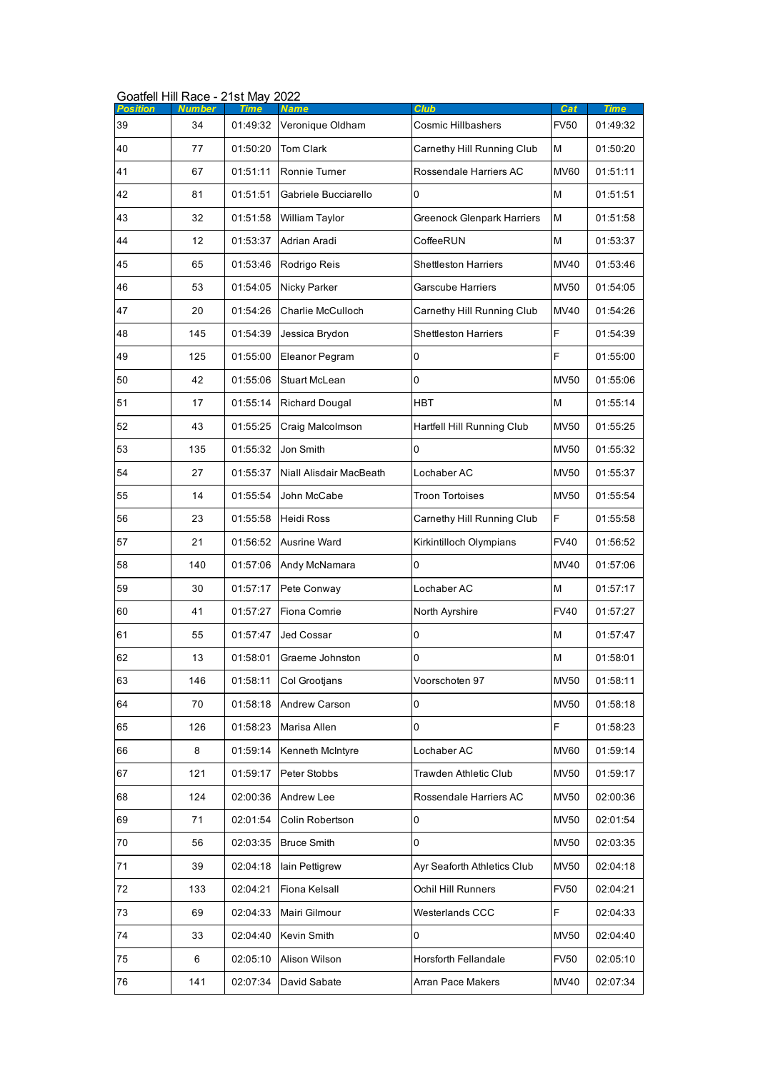Goatfell Hill Race - 21st May 2022

| Position | Number | Time | Name | Club | Cat | Time |
|---|---|---|---|---|---|---|
| 39 | 34 | 01:49:32 | Veronique Oldham | Cosmic Hillbashers | FV50 | 01:49:32 |
| 40 | 77 | 01:50:20 | Tom Clark | Carnethy Hill Running Club | M | 01:50:20 |
| 41 | 67 | 01:51:11 | Ronnie Turner | Rossendale Harriers AC | MV60 | 01:51:11 |
| 42 | 81 | 01:51:51 | Gabriele Bucciarello | 0 | M | 01:51:51 |
| 43 | 32 | 01:51:58 | William Taylor | Greenock Glenpark Harriers | M | 01:51:58 |
| 44 | 12 | 01:53:37 | Adrian Aradi | CoffeeRUN | M | 01:53:37 |
| 45 | 65 | 01:53:46 | Rodrigo Reis | Shettleston Harriers | MV40 | 01:53:46 |
| 46 | 53 | 01:54:05 | Nicky Parker | Garscube Harriers | MV50 | 01:54:05 |
| 47 | 20 | 01:54:26 | Charlie McCulloch | Carnethy Hill Running Club | MV40 | 01:54:26 |
| 48 | 145 | 01:54:39 | Jessica Brydon | Shettleston Harriers | F | 01:54:39 |
| 49 | 125 | 01:55:00 | Eleanor Pegram | 0 | F | 01:55:00 |
| 50 | 42 | 01:55:06 | Stuart McLean | 0 | MV50 | 01:55:06 |
| 51 | 17 | 01:55:14 | Richard Dougal | HBT | M | 01:55:14 |
| 52 | 43 | 01:55:25 | Craig Malcolmson | Hartfell Hill Running Club | MV50 | 01:55:25 |
| 53 | 135 | 01:55:32 | Jon Smith | 0 | MV50 | 01:55:32 |
| 54 | 27 | 01:55:37 | Niall Alisdair MacBeath | Lochaber AC | MV50 | 01:55:37 |
| 55 | 14 | 01:55:54 | John McCabe | Troon Tortoises | MV50 | 01:55:54 |
| 56 | 23 | 01:55:58 | Heidi Ross | Carnethy Hill Running Club | F | 01:55:58 |
| 57 | 21 | 01:56:52 | Ausrine Ward | Kirkintilloch Olympians | FV40 | 01:56:52 |
| 58 | 140 | 01:57:06 | Andy McNamara | 0 | MV40 | 01:57:06 |
| 59 | 30 | 01:57:17 | Pete Conway | Lochaber AC | M | 01:57:17 |
| 60 | 41 | 01:57:27 | Fiona Comrie | North Ayrshire | FV40 | 01:57:27 |
| 61 | 55 | 01:57:47 | Jed Cossar | 0 | M | 01:57:47 |
| 62 | 13 | 01:58:01 | Graeme Johnston | 0 | M | 01:58:01 |
| 63 | 146 | 01:58:11 | Col Grootjans | Voorschoten 97 | MV50 | 01:58:11 |
| 64 | 70 | 01:58:18 | Andrew Carson | 0 | MV50 | 01:58:18 |
| 65 | 126 | 01:58:23 | Marisa Allen | 0 | F | 01:58:23 |
| 66 | 8 | 01:59:14 | Kenneth McIntyre | Lochaber AC | MV60 | 01:59:14 |
| 67 | 121 | 01:59:17 | Peter Stobbs | Trawden Athletic Club | MV50 | 01:59:17 |
| 68 | 124 | 02:00:36 | Andrew Lee | Rossendale Harriers AC | MV50 | 02:00:36 |
| 69 | 71 | 02:01:54 | Colin Robertson | 0 | MV50 | 02:01:54 |
| 70 | 56 | 02:03:35 | Bruce Smith | 0 | MV50 | 02:03:35 |
| 71 | 39 | 02:04:18 | Iain Pettigrew | Ayr Seaforth Athletics Club | MV50 | 02:04:18 |
| 72 | 133 | 02:04:21 | Fiona Kelsall | Ochil Hill Runners | FV50 | 02:04:21 |
| 73 | 69 | 02:04:33 | Mairi Gilmour | Westerlands CCC | F | 02:04:33 |
| 74 | 33 | 02:04:40 | Kevin Smith | 0 | MV50 | 02:04:40 |
| 75 | 6 | 02:05:10 | Alison Wilson | Horsforth Fellandale | FV50 | 02:05:10 |
| 76 | 141 | 02:07:34 | David Sabate | Arran Pace Makers | MV40 | 02:07:34 |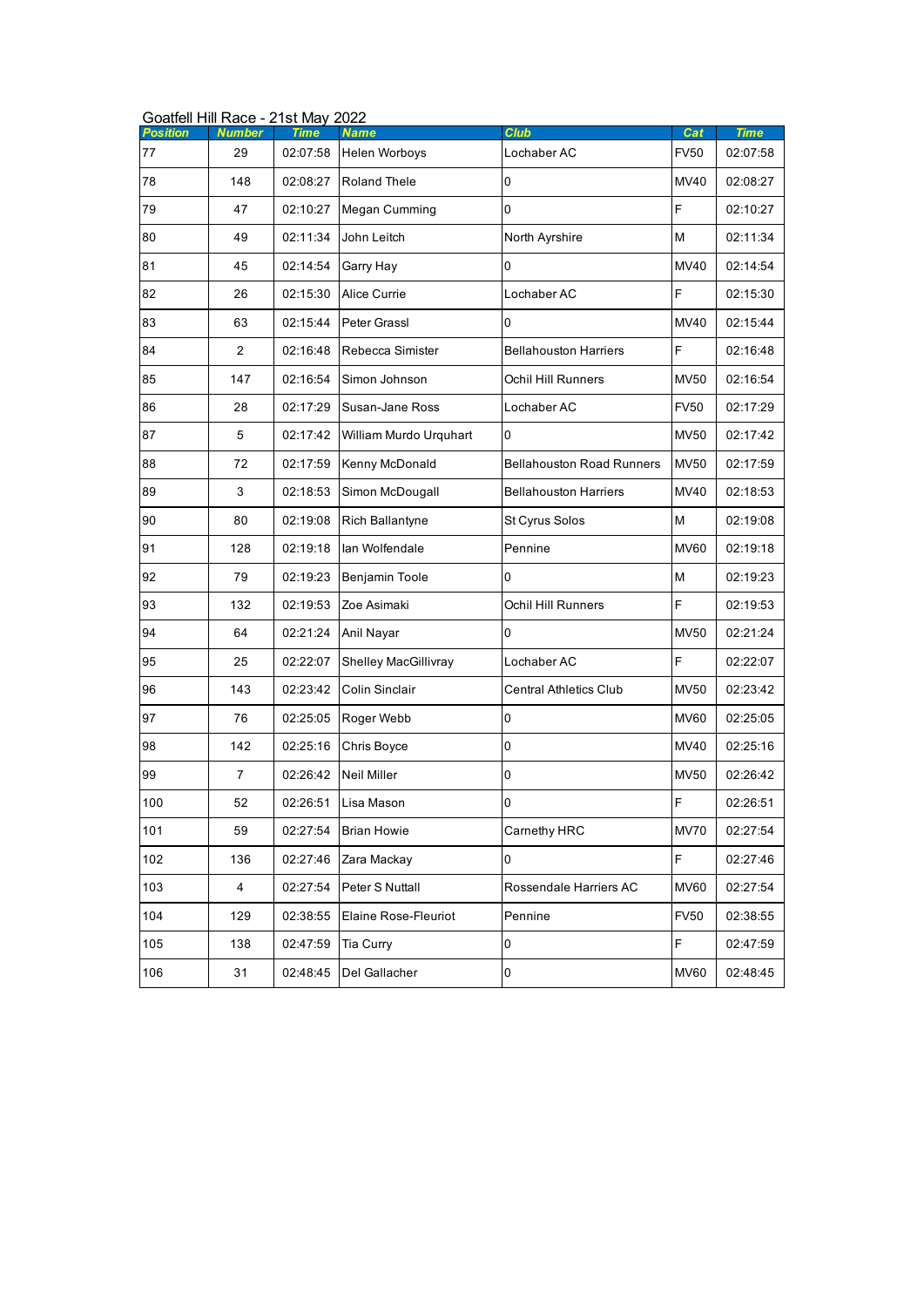Goatfell Hill Race - 21st May 2022

| Position | Number | Time | Name | Club | Cat | Time |
|---|---|---|---|---|---|---|
| 77 | 29 | 02:07:58 | Helen Worboys | Lochaber AC | FV50 | 02:07:58 |
| 78 | 148 | 02:08:27 | Roland Thele | 0 | MV40 | 02:08:27 |
| 79 | 47 | 02:10:27 | Megan Cumming | 0 | F | 02:10:27 |
| 80 | 49 | 02:11:34 | John Leitch | North Ayrshire | M | 02:11:34 |
| 81 | 45 | 02:14:54 | Garry Hay | 0 | MV40 | 02:14:54 |
| 82 | 26 | 02:15:30 | Alice Currie | Lochaber AC | F | 02:15:30 |
| 83 | 63 | 02:15:44 | Peter Grassl | 0 | MV40 | 02:15:44 |
| 84 | 2 | 02:16:48 | Rebecca Simister | Bellahouston Harriers | F | 02:16:48 |
| 85 | 147 | 02:16:54 | Simon Johnson | Ochil Hill Runners | MV50 | 02:16:54 |
| 86 | 28 | 02:17:29 | Susan-Jane Ross | Lochaber AC | FV50 | 02:17:29 |
| 87 | 5 | 02:17:42 | William Murdo Urquhart | 0 | MV50 | 02:17:42 |
| 88 | 72 | 02:17:59 | Kenny McDonald | Bellahouston Road Runners | MV50 | 02:17:59 |
| 89 | 3 | 02:18:53 | Simon McDougall | Bellahouston Harriers | MV40 | 02:18:53 |
| 90 | 80 | 02:19:08 | Rich Ballantyne | St Cyrus Solos | M | 02:19:08 |
| 91 | 128 | 02:19:18 | Ian Wolfendale | Pennine | MV60 | 02:19:18 |
| 92 | 79 | 02:19:23 | Benjamin Toole | 0 | M | 02:19:23 |
| 93 | 132 | 02:19:53 | Zoe Asimaki | Ochil Hill Runners | F | 02:19:53 |
| 94 | 64 | 02:21:24 | Anil Nayar | 0 | MV50 | 02:21:24 |
| 95 | 25 | 02:22:07 | Shelley MacGillivray | Lochaber AC | F | 02:22:07 |
| 96 | 143 | 02:23:42 | Colin Sinclair | Central Athletics Club | MV50 | 02:23:42 |
| 97 | 76 | 02:25:05 | Roger Webb | 0 | MV60 | 02:25:05 |
| 98 | 142 | 02:25:16 | Chris Boyce | 0 | MV40 | 02:25:16 |
| 99 | 7 | 02:26:42 | Neil Miller | 0 | MV50 | 02:26:42 |
| 100 | 52 | 02:26:51 | Lisa Mason | 0 | F | 02:26:51 |
| 101 | 59 | 02:27:54 | Brian Howie | Carnethy HRC | MV70 | 02:27:54 |
| 102 | 136 | 02:27:46 | Zara Mackay | 0 | F | 02:27:46 |
| 103 | 4 | 02:27:54 | Peter S Nuttall | Rossendale Harriers AC | MV60 | 02:27:54 |
| 104 | 129 | 02:38:55 | Elaine Rose-Fleuriot | Pennine | FV50 | 02:38:55 |
| 105 | 138 | 02:47:59 | Tia Curry | 0 | F | 02:47:59 |
| 106 | 31 | 02:48:45 | Del Gallacher | 0 | MV60 | 02:48:45 |